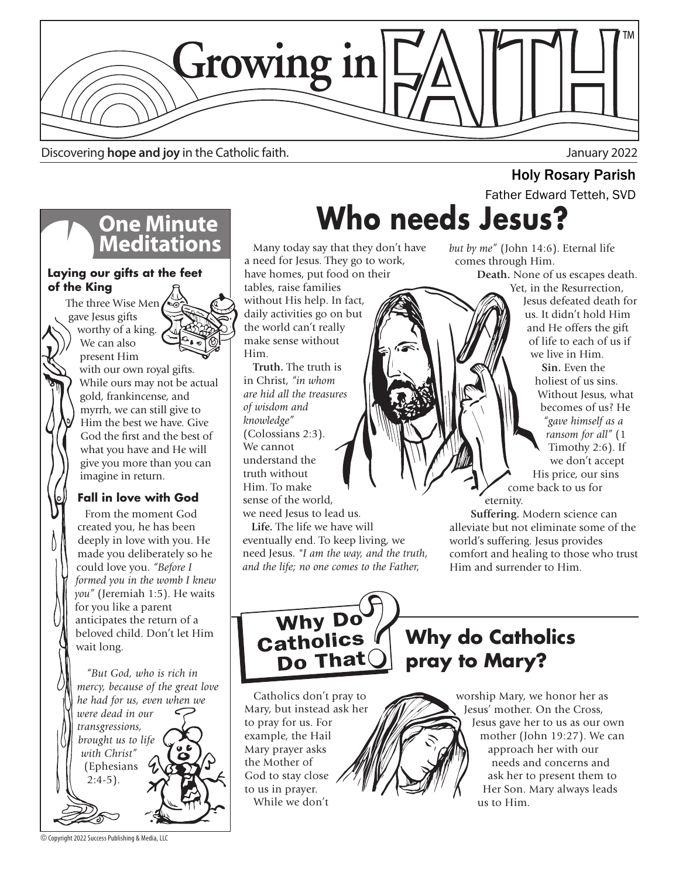# Growing in FAITH™

Discovering **hope and joy** in the Catholic faith.

January 2022

**Holy Rosary Parish**

Father Edward Tetteh, SVD

## One Minute Meditations

### Laying our gifts at the feet of the King

The three Wise Men gave Jesus gifts worthy of a king. We can also present Him with our own royal gifts. While ours may not be actual gold, frankincense, and myrrh, we can still give to Him the best we have. Give God the first and the best of what you have and He will give you more than you can imagine in return.

### Fall in love with God

From the moment God created you, he has been deeply in love with you. He made you deliberately so he could love you. *"Before I formed you in the womb I knew you"* (Jeremiah 1:5). He waits for you like a parent anticipates the return of a beloved child. Don't let Him wait long.

*"But God, who is rich in mercy, because of the great love he had for us, even when we were dead in our transgressions, brought us to life with Christ"* (Ephesians 2:4-5).

# Who needs Jesus?

Many today say that they don't have a need for Jesus. They go to work, have homes, put food on their tables, raise families without His help. In fact, daily activities go on but the world can't really make sense without Him.

**Truth.** The truth is in Christ, *"in whom are hid all the treasures of wisdom and knowledge"* (Colossians 2:3). We cannot understand the truth without Him. To make sense of the world, we need Jesus to lead us.

**Life.** The life we have will eventually end. To keep living, we need Jesus. *"I am the way, and the truth, and the life; no one comes to the Father, but by me"* (John 14:6). Eternal life comes through Him.

**Death.** None of us escapes death. Yet, in the Resurrection, Jesus defeated death for us. It didn't hold Him and He offers the gift of life to each of us if we live in Him.

**Sin.** Even the holiest of us sins. Without Jesus, what becomes of us? He *"gave himself as a ransom for all"* (1 Timothy 2:6). If we don't accept His price, our sins come back to us for eternity.

**Suffering.** Modern science can alleviate but not eliminate some of the world's suffering. Jesus provides comfort and healing to those who trust Him and surrender to Him.

## Why Do Catholics Do That?

## Why do Catholics pray to Mary?

Catholics don't pray to Mary, but instead ask her to pray for us. For example, the Hail Mary prayer asks the Mother of God to stay close to us in prayer.

While we don't worship Mary, we honor her as Jesus' mother. On the Cross, Jesus gave her to us as our own mother (John 19:27). We can approach her with our needs and concerns and ask her to present them to Her Son. Mary always leads us to Him.

© Copyright 2022 Success Publishing & Media, LLC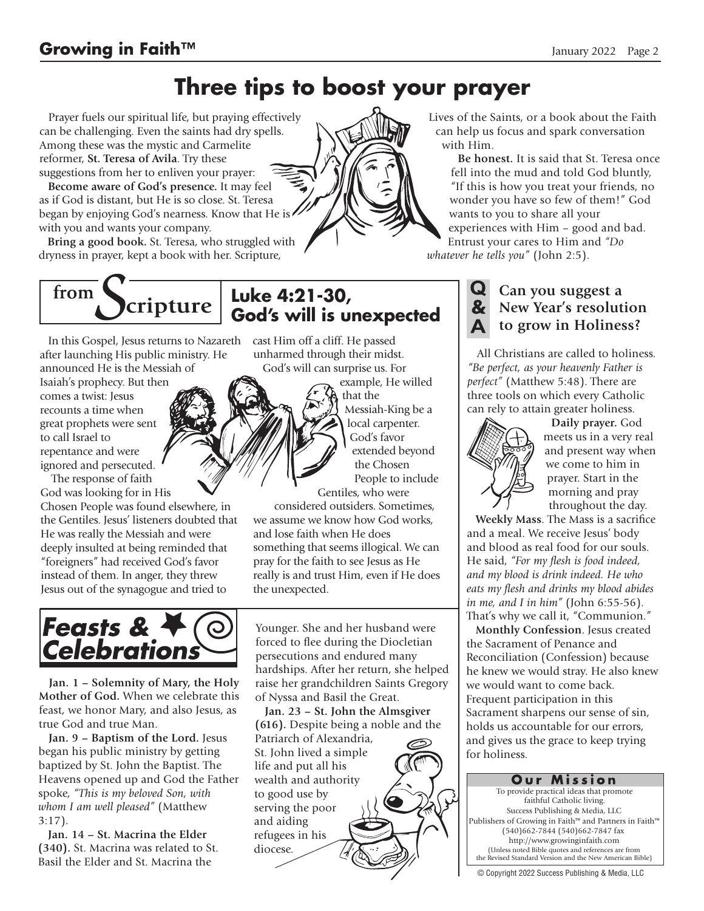# Three tips to boost your prayer

Prayer fuels our spiritual life, but praying effectively can be challenging. Even the saints had dry spells. Among these was the mystic and Carmelite reformer, **St. Teresa of Avila**. Try these suggestions from her to enliven your prayer:

**Become aware of God's presence.** It may feel as if God is distant, but He is so close. St. Teresa began by enjoying God's nearness. Know that He is with you and wants your company.

**Bring a good book.** St. Teresa, who struggled with dryness in prayer, kept a book with her. Scripture, Lives of the Saints, or a book about the Faith can help us focus and spark conversation with Him.

**Be honest.** It is said that St. Teresa once fell into the mud and told God bluntly, "If this is how you treat your friends, no wonder you have so few of them!" God wants to you to share all your experiences with Him – good and bad. Entrust your cares to Him and *"Do whatever he tells you"* (John 2:5).

## from Scripture — Luke 4:21-30, God's will is unexpected

In this Gospel, Jesus returns to Nazareth after launching His public ministry. He announced He is the Messiah of Isaiah's prophecy. But then comes a twist: Jesus recounts a time when great prophets were sent to call Israel to repentance and were ignored and persecuted.

The response of faith God was looking for in His Chosen People was found elsewhere, in the Gentiles. Jesus' listeners doubted that He was really the Messiah and were deeply insulted at being reminded that "foreigners" had received God's favor instead of them. In anger, they threw Jesus out of the synagogue and tried to cast Him off a cliff. He passed unharmed through their midst.

God's will can surprise us. For example, He willed that the Messiah-King be a local carpenter. God's favor extended beyond the Chosen People to include Gentiles, who were considered outsiders. Sometimes, we assume we know how God works, and lose faith when He does something that seems illogical. We can pray for the faith to see Jesus as He really is and trust Him, even if He does the unexpected.

## Feasts & Celebrations

**Jan. 1 – Solemnity of Mary, the Holy Mother of God.** When we celebrate this feast, we honor Mary, and also Jesus, as true God and true Man.

**Jan. 9 – Baptism of the Lord.** Jesus began his public ministry by getting baptized by St. John the Baptist. The Heavens opened up and God the Father spoke, *"This is my beloved Son, with whom I am well pleased"* (Matthew 3:17).

**Jan. 14 – St. Macrina the Elder (340).** St. Macrina was related to St. Basil the Elder and St. Macrina the Younger. She and her husband were forced to flee during the Diocletian persecutions and endured many hardships. After her return, she helped raise her grandchildren Saints Gregory of Nyssa and Basil the Great.

**Jan. 23 – St. John the Almsgiver (616).** Despite being a noble and the Patriarch of Alexandria, St. John lived a simple life and put all his wealth and authority to good use by serving the poor and aiding refugees in his diocese.

## Q & A — Can you suggest a New Year's resolution to grow in Holiness?

All Christians are called to holiness. *"Be perfect, as your heavenly Father is perfect"* (Matthew 5:48). There are three tools on which every Catholic can rely to attain greater holiness.

**Daily prayer.** God meets us in a very real and present way when we come to him in prayer. Start in the morning and pray throughout the day.

**Weekly Mass**. The Mass is a sacrifice and a meal. We receive Jesus' body and blood as real food for our souls. He said, *"For my flesh is food indeed, and my blood is drink indeed. He who eats my flesh and drinks my blood abides in me, and I in him"* (John 6:55-56). That's why we call it, "Communion."

**Monthly Confession**. Jesus created the Sacrament of Penance and Reconciliation (Confession) because he knew we would stray. He also knew we would want to come back. Frequent participation in this Sacrament sharpens our sense of sin, holds us accountable for our errors, and gives us the grace to keep trying for holiness.

### Our Mission

To provide practical ideas that promote faithful Catholic living.
Success Publishing & Media, LLC
Publishers of Growing in Faith™ and Partners in Faith™
(540)662-7844 (540)662-7847 fax
http://www.growinginfaith.com
(Unless noted Bible quotes and references are from the Revised Standard Version and the New American Bible)

© Copyright 2022 Success Publishing & Media, LLC